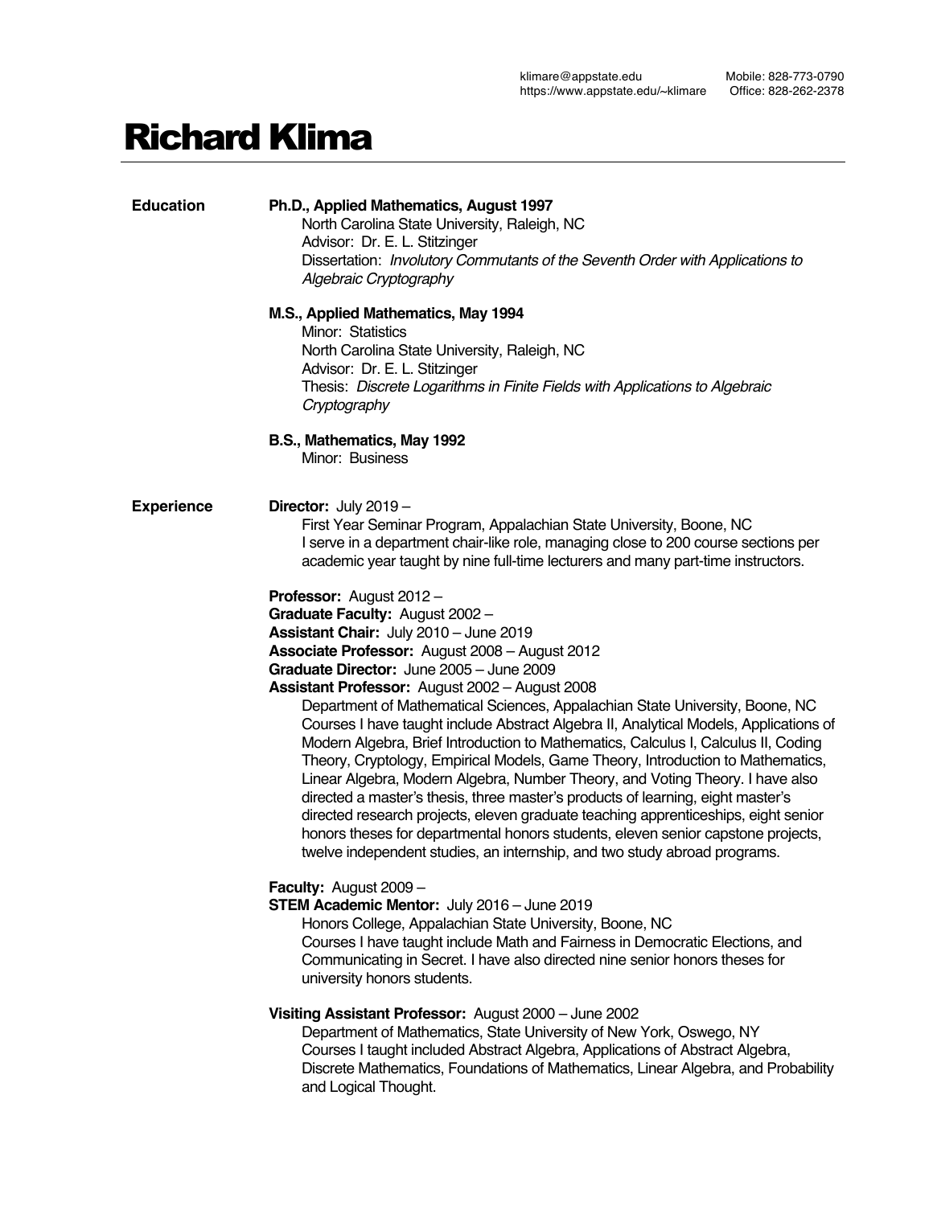klimare@appstate.edu
https://www.appstate.edu/~klimare

Mobile: 828-773-0790
Office: 828-262-2378

# Richard Klima

## Education

**Ph.D., Applied Mathematics, August 1997**
North Carolina State University, Raleigh, NC
Advisor: Dr. E. L. Stitzinger
Dissertation: *Involutory Commutants of the Seventh Order with Applications to Algebraic Cryptography*

**M.S., Applied Mathematics, May 1994**
Minor: Statistics
North Carolina State University, Raleigh, NC
Advisor: Dr. E. L. Stitzinger
Thesis: *Discrete Logarithms in Finite Fields with Applications to Algebraic Cryptography*

**B.S., Mathematics, May 1992**
Minor: Business

## Experience

**Director:** July 2019 –
First Year Seminar Program, Appalachian State University, Boone, NC
I serve in a department chair-like role, managing close to 200 course sections per academic year taught by nine full-time lecturers and many part-time instructors.

**Professor:** August 2012 –
**Graduate Faculty:** August 2002 –
**Assistant Chair:** July 2010 – June 2019
**Associate Professor:** August 2008 – August 2012
**Graduate Director:** June 2005 – June 2009
**Assistant Professor:** August 2002 – August 2008
Department of Mathematical Sciences, Appalachian State University, Boone, NC
Courses I have taught include Abstract Algebra II, Analytical Models, Applications of Modern Algebra, Brief Introduction to Mathematics, Calculus I, Calculus II, Coding Theory, Cryptology, Empirical Models, Game Theory, Introduction to Mathematics, Linear Algebra, Modern Algebra, Number Theory, and Voting Theory. I have also directed a master's thesis, three master's products of learning, eight master's directed research projects, eleven graduate teaching apprenticeships, eight senior honors theses for departmental honors students, eleven senior capstone projects, twelve independent studies, an internship, and two study abroad programs.

**Faculty:** August 2009 –
**STEM Academic Mentor:** July 2016 – June 2019
Honors College, Appalachian State University, Boone, NC
Courses I have taught include Math and Fairness in Democratic Elections, and Communicating in Secret. I have also directed nine senior honors theses for university honors students.

**Visiting Assistant Professor:** August 2000 – June 2002
Department of Mathematics, State University of New York, Oswego, NY
Courses I taught included Abstract Algebra, Applications of Abstract Algebra, Discrete Mathematics, Foundations of Mathematics, Linear Algebra, and Probability and Logical Thought.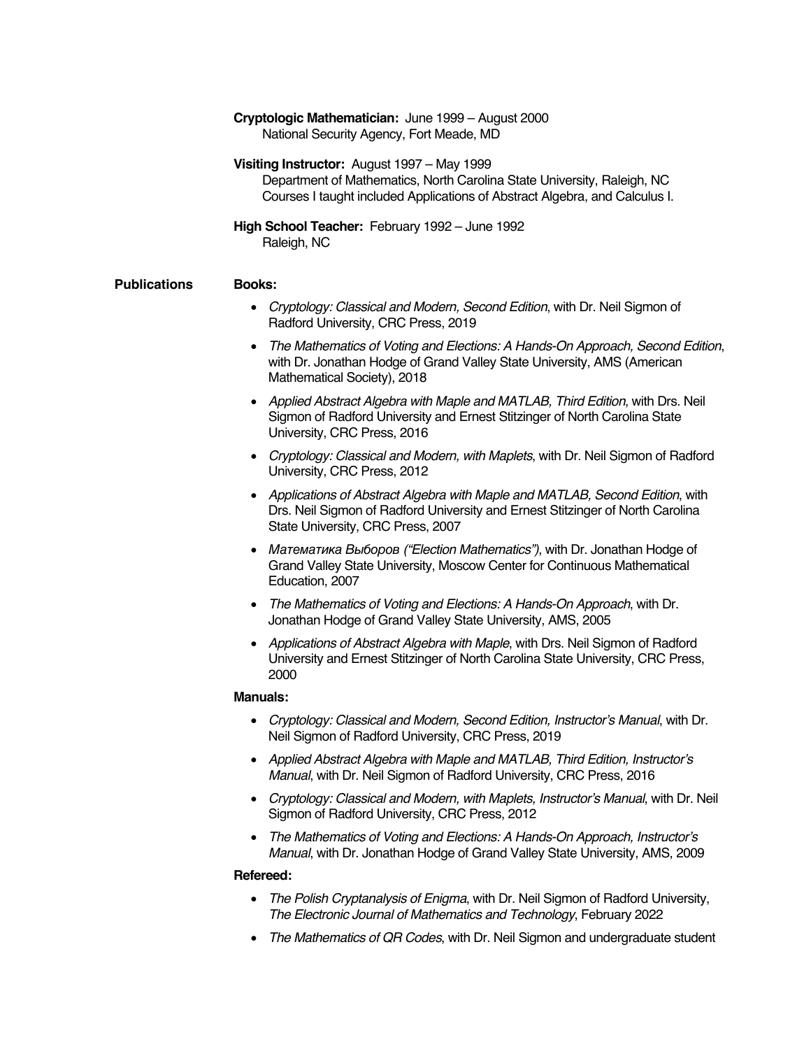**Cryptologic Mathematician:** June 1999 – August 2000
National Security Agency, Fort Meade, MD

**Visiting Instructor:** August 1997 – May 1999
Department of Mathematics, North Carolina State University, Raleigh, NC
Courses I taught included Applications of Abstract Algebra, and Calculus I.

**High School Teacher:** February 1992 – June 1992
Raleigh, NC

## Publications

**Books:**

- *Cryptology: Classical and Modern, Second Edition*, with Dr. Neil Sigmon of Radford University, CRC Press, 2019
- *The Mathematics of Voting and Elections: A Hands-On Approach, Second Edition*, with Dr. Jonathan Hodge of Grand Valley State University, AMS (American Mathematical Society), 2018
- *Applied Abstract Algebra with Maple and MATLAB, Third Edition*, with Drs. Neil Sigmon of Radford University and Ernest Stitzinger of North Carolina State University, CRC Press, 2016
- *Cryptology: Classical and Modern, with Maplets*, with Dr. Neil Sigmon of Radford University, CRC Press, 2012
- *Applications of Abstract Algebra with Maple and MATLAB, Second Edition*, with Drs. Neil Sigmon of Radford University and Ernest Stitzinger of North Carolina State University, CRC Press, 2007
- *Математика Выборов ("Election Mathematics")*, with Dr. Jonathan Hodge of Grand Valley State University, Moscow Center for Continuous Mathematical Education, 2007
- *The Mathematics of Voting and Elections: A Hands-On Approach*, with Dr. Jonathan Hodge of Grand Valley State University, AMS, 2005
- *Applications of Abstract Algebra with Maple*, with Drs. Neil Sigmon of Radford University and Ernest Stitzinger of North Carolina State University, CRC Press, 2000

**Manuals:**

- *Cryptology: Classical and Modern, Second Edition, Instructor's Manual*, with Dr. Neil Sigmon of Radford University, CRC Press, 2019
- *Applied Abstract Algebra with Maple and MATLAB, Third Edition, Instructor's Manual*, with Dr. Neil Sigmon of Radford University, CRC Press, 2016
- *Cryptology: Classical and Modern, with Maplets, Instructor's Manual*, with Dr. Neil Sigmon of Radford University, CRC Press, 2012
- *The Mathematics of Voting and Elections: A Hands-On Approach, Instructor's Manual*, with Dr. Jonathan Hodge of Grand Valley State University, AMS, 2009

**Refereed:**

- *The Polish Cryptanalysis of Enigma*, with Dr. Neil Sigmon of Radford University, *The Electronic Journal of Mathematics and Technology*, February 2022
- *The Mathematics of QR Codes*, with Dr. Neil Sigmon and undergraduate student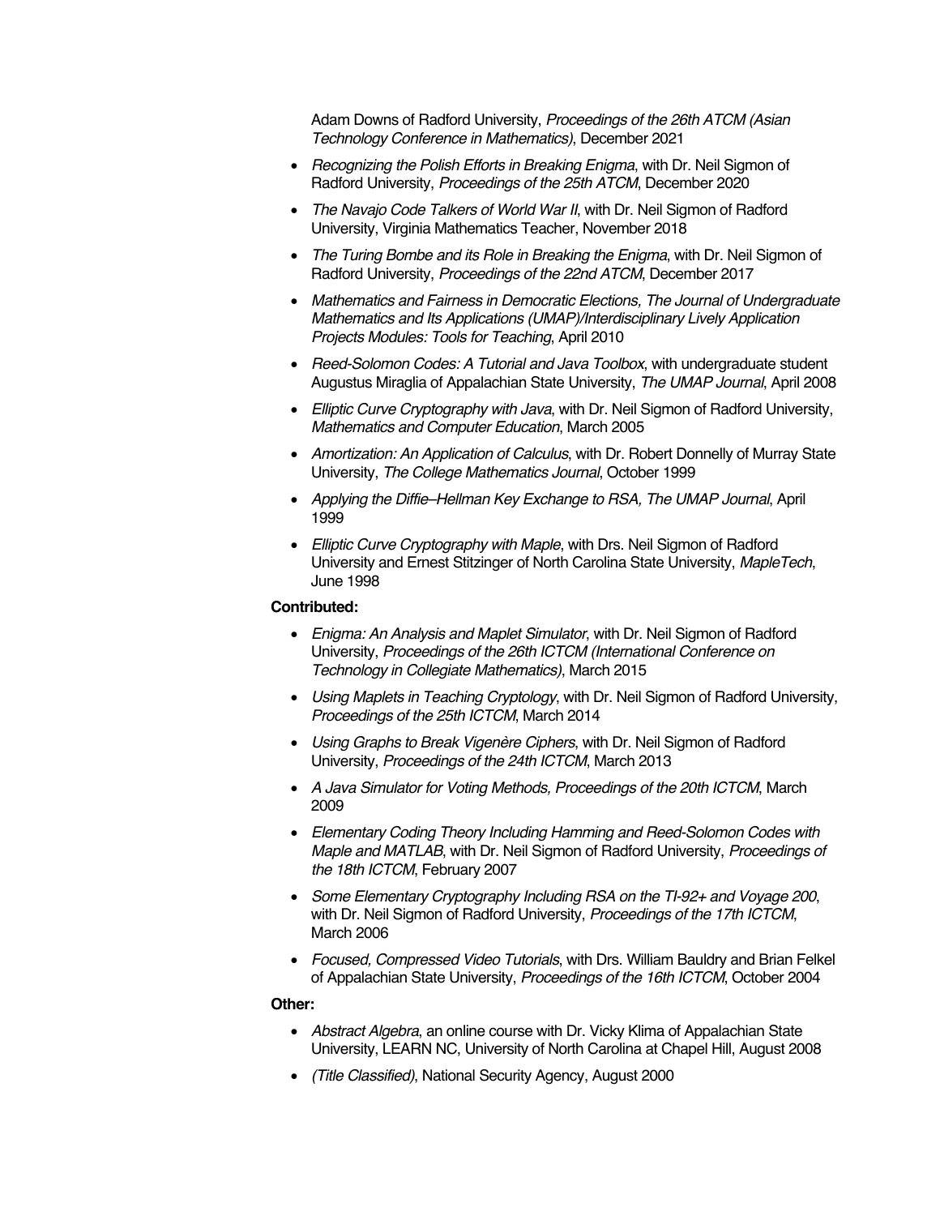Adam Downs of Radford University, *Proceedings of the 26th ATCM (Asian Technology Conference in Mathematics)*, December 2021

- *Recognizing the Polish Efforts in Breaking Enigma*, with Dr. Neil Sigmon of Radford University, *Proceedings of the 25th ATCM*, December 2020
- *The Navajo Code Talkers of World War II*, with Dr. Neil Sigmon of Radford University, Virginia Mathematics Teacher, November 2018
- *The Turing Bombe and its Role in Breaking the Enigma*, with Dr. Neil Sigmon of Radford University, *Proceedings of the 22nd ATCM*, December 2017
- *Mathematics and Fairness in Democratic Elections, The Journal of Undergraduate Mathematics and Its Applications (UMAP)/Interdisciplinary Lively Application Projects Modules: Tools for Teaching*, April 2010
- *Reed-Solomon Codes: A Tutorial and Java Toolbox*, with undergraduate student Augustus Miraglia of Appalachian State University, *The UMAP Journal*, April 2008
- *Elliptic Curve Cryptography with Java*, with Dr. Neil Sigmon of Radford University, *Mathematics and Computer Education*, March 2005
- *Amortization: An Application of Calculus*, with Dr. Robert Donnelly of Murray State University, *The College Mathematics Journal*, October 1999
- *Applying the Diffie–Hellman Key Exchange to RSA, The UMAP Journal*, April 1999
- *Elliptic Curve Cryptography with Maple*, with Drs. Neil Sigmon of Radford University and Ernest Stitzinger of North Carolina State University, *MapleTech*, June 1998

**Contributed:**

- *Enigma: An Analysis and Maplet Simulator*, with Dr. Neil Sigmon of Radford University, *Proceedings of the 26th ICTCM (International Conference on Technology in Collegiate Mathematics)*, March 2015
- *Using Maplets in Teaching Cryptology*, with Dr. Neil Sigmon of Radford University, *Proceedings of the 25th ICTCM*, March 2014
- *Using Graphs to Break Vigenère Ciphers*, with Dr. Neil Sigmon of Radford University, *Proceedings of the 24th ICTCM*, March 2013
- *A Java Simulator for Voting Methods, Proceedings of the 20th ICTCM*, March 2009
- *Elementary Coding Theory Including Hamming and Reed-Solomon Codes with Maple and MATLAB*, with Dr. Neil Sigmon of Radford University, *Proceedings of the 18th ICTCM*, February 2007
- *Some Elementary Cryptography Including RSA on the TI-92+ and Voyage 200*, with Dr. Neil Sigmon of Radford University, *Proceedings of the 17th ICTCM*, March 2006
- *Focused, Compressed Video Tutorials*, with Drs. William Bauldry and Brian Felkel of Appalachian State University, *Proceedings of the 16th ICTCM*, October 2004

**Other:**

- *Abstract Algebra*, an online course with Dr. Vicky Klima of Appalachian State University, LEARN NC, University of North Carolina at Chapel Hill, August 2008
- *(Title Classified)*, National Security Agency, August 2000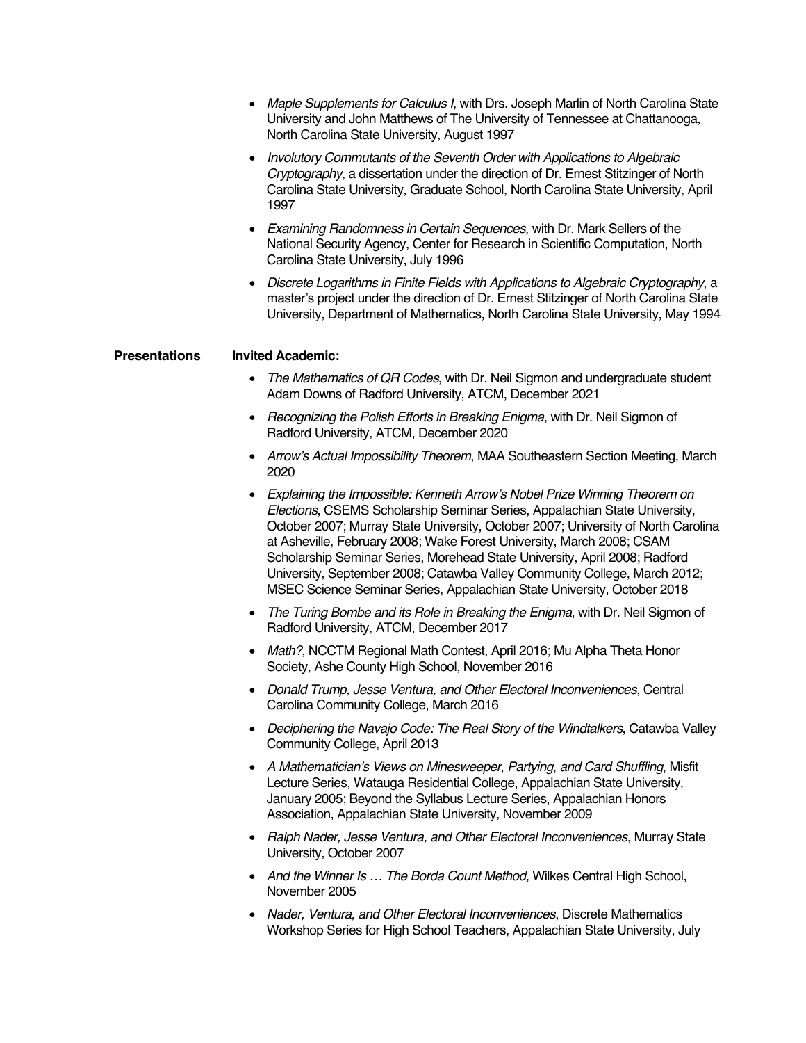- *Maple Supplements for Calculus I*, with Drs. Joseph Marlin of North Carolina State University and John Matthews of The University of Tennessee at Chattanooga, North Carolina State University, August 1997
- *Involutory Commutants of the Seventh Order with Applications to Algebraic Cryptography*, a dissertation under the direction of Dr. Ernest Stitzinger of North Carolina State University, Graduate School, North Carolina State University, April 1997
- *Examining Randomness in Certain Sequences*, with Dr. Mark Sellers of the National Security Agency, Center for Research in Scientific Computation, North Carolina State University, July 1996
- *Discrete Logarithms in Finite Fields with Applications to Algebraic Cryptography*, a master's project under the direction of Dr. Ernest Stitzinger of North Carolina State University, Department of Mathematics, North Carolina State University, May 1994

## Presentations

**Invited Academic:**

- *The Mathematics of QR Codes*, with Dr. Neil Sigmon and undergraduate student Adam Downs of Radford University, ATCM, December 2021
- *Recognizing the Polish Efforts in Breaking Enigma*, with Dr. Neil Sigmon of Radford University, ATCM, December 2020
- *Arrow's Actual Impossibility Theorem*, MAA Southeastern Section Meeting, March 2020
- *Explaining the Impossible: Kenneth Arrow's Nobel Prize Winning Theorem on Elections*, CSEMS Scholarship Seminar Series, Appalachian State University, October 2007; Murray State University, October 2007; University of North Carolina at Asheville, February 2008; Wake Forest University, March 2008; CSAM Scholarship Seminar Series, Morehead State University, April 2008; Radford University, September 2008; Catawba Valley Community College, March 2012; MSEC Science Seminar Series, Appalachian State University, October 2018
- *The Turing Bombe and its Role in Breaking the Enigma*, with Dr. Neil Sigmon of Radford University, ATCM, December 2017
- *Math?*, NCCTM Regional Math Contest, April 2016; Mu Alpha Theta Honor Society, Ashe County High School, November 2016
- *Donald Trump, Jesse Ventura, and Other Electoral Inconveniences*, Central Carolina Community College, March 2016
- *Deciphering the Navajo Code: The Real Story of the Windtalkers*, Catawba Valley Community College, April 2013
- *A Mathematician's Views on Minesweeper, Partying, and Card Shuffling*, Misfit Lecture Series, Watauga Residential College, Appalachian State University, January 2005; Beyond the Syllabus Lecture Series, Appalachian Honors Association, Appalachian State University, November 2009
- *Ralph Nader, Jesse Ventura, and Other Electoral Inconveniences*, Murray State University, October 2007
- *And the Winner Is … The Borda Count Method*, Wilkes Central High School, November 2005
- *Nader, Ventura, and Other Electoral Inconveniences*, Discrete Mathematics Workshop Series for High School Teachers, Appalachian State University, July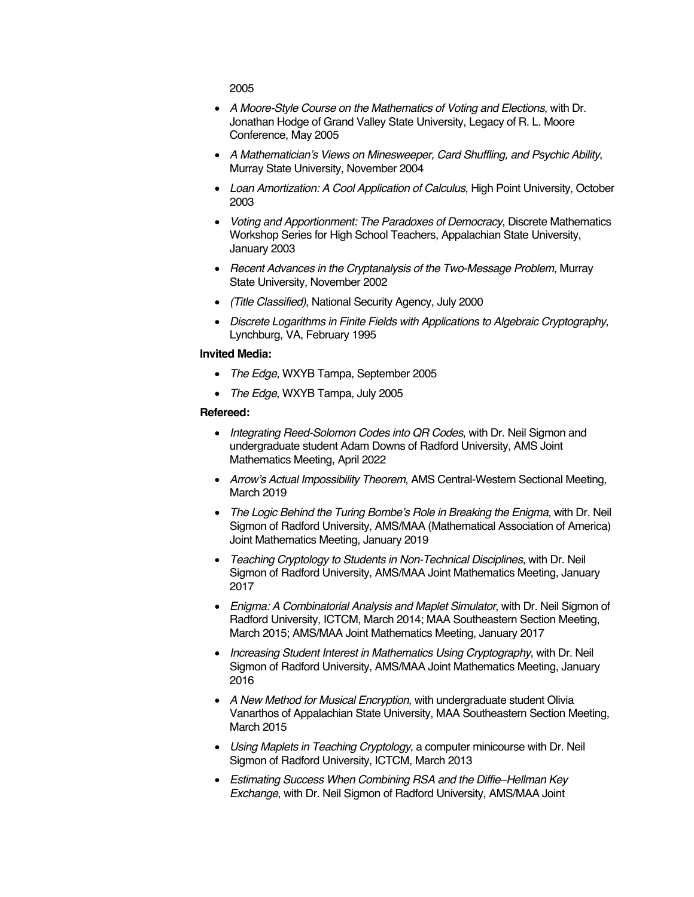2005

- *A Moore-Style Course on the Mathematics of Voting and Elections*, with Dr. Jonathan Hodge of Grand Valley State University, Legacy of R. L. Moore Conference, May 2005
- *A Mathematician's Views on Minesweeper, Card Shuffling, and Psychic Ability*, Murray State University, November 2004
- *Loan Amortization: A Cool Application of Calculus*, High Point University, October 2003
- *Voting and Apportionment: The Paradoxes of Democracy*, Discrete Mathematics Workshop Series for High School Teachers, Appalachian State University, January 2003
- *Recent Advances in the Cryptanalysis of the Two-Message Problem*, Murray State University, November 2002
- *(Title Classified)*, National Security Agency, July 2000
- *Discrete Logarithms in Finite Fields with Applications to Algebraic Cryptography*, Lynchburg, VA, February 1995

**Invited Media:**

- *The Edge*, WXYB Tampa, September 2005
- *The Edge*, WXYB Tampa, July 2005

**Refereed:**

- *Integrating Reed-Solomon Codes into QR Codes*, with Dr. Neil Sigmon and undergraduate student Adam Downs of Radford University, AMS Joint Mathematics Meeting, April 2022
- *Arrow's Actual Impossibility Theorem*, AMS Central-Western Sectional Meeting, March 2019
- *The Logic Behind the Turing Bombe's Role in Breaking the Enigma*, with Dr. Neil Sigmon of Radford University, AMS/MAA (Mathematical Association of America) Joint Mathematics Meeting, January 2019
- *Teaching Cryptology to Students in Non-Technical Disciplines*, with Dr. Neil Sigmon of Radford University, AMS/MAA Joint Mathematics Meeting, January 2017
- *Enigma: A Combinatorial Analysis and Maplet Simulator*, with Dr. Neil Sigmon of Radford University, ICTCM, March 2014; MAA Southeastern Section Meeting, March 2015; AMS/MAA Joint Mathematics Meeting, January 2017
- *Increasing Student Interest in Mathematics Using Cryptography*, with Dr. Neil Sigmon of Radford University, AMS/MAA Joint Mathematics Meeting, January 2016
- *A New Method for Musical Encryption*, with undergraduate student Olivia Vanarthos of Appalachian State University, MAA Southeastern Section Meeting, March 2015
- *Using Maplets in Teaching Cryptology*, a computer minicourse with Dr. Neil Sigmon of Radford University, ICTCM, March 2013
- *Estimating Success When Combining RSA and the Diffie–Hellman Key Exchange*, with Dr. Neil Sigmon of Radford University, AMS/MAA Joint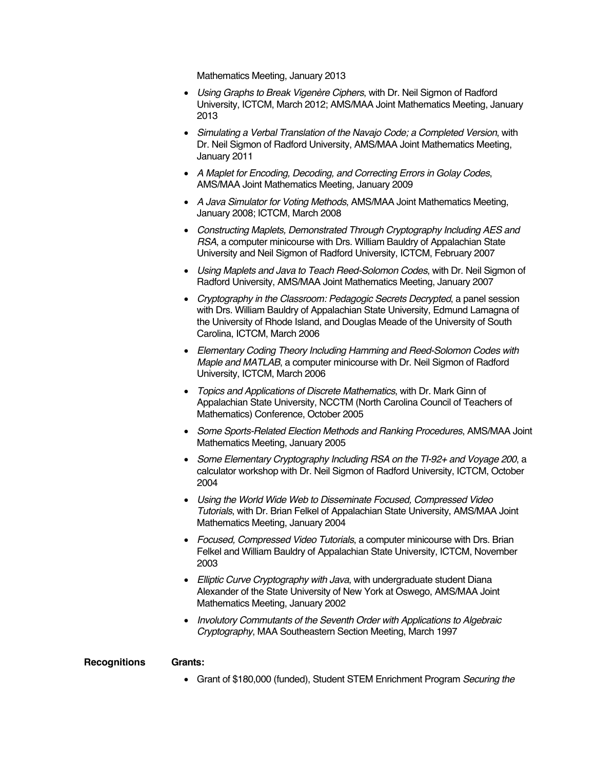Mathematics Meeting, January 2013

- *Using Graphs to Break Vigenère Ciphers*, with Dr. Neil Sigmon of Radford University, ICTCM, March 2012; AMS/MAA Joint Mathematics Meeting, January 2013
- *Simulating a Verbal Translation of the Navajo Code; a Completed Version*, with Dr. Neil Sigmon of Radford University, AMS/MAA Joint Mathematics Meeting, January 2011
- *A Maplet for Encoding, Decoding, and Correcting Errors in Golay Codes*, AMS/MAA Joint Mathematics Meeting, January 2009
- *A Java Simulator for Voting Methods*, AMS/MAA Joint Mathematics Meeting, January 2008; ICTCM, March 2008
- *Constructing Maplets, Demonstrated Through Cryptography Including AES and RSA*, a computer minicourse with Drs. William Bauldry of Appalachian State University and Neil Sigmon of Radford University, ICTCM, February 2007
- *Using Maplets and Java to Teach Reed-Solomon Codes*, with Dr. Neil Sigmon of Radford University, AMS/MAA Joint Mathematics Meeting, January 2007
- *Cryptography in the Classroom: Pedagogic Secrets Decrypted*, a panel session with Drs. William Bauldry of Appalachian State University, Edmund Lamagna of the University of Rhode Island, and Douglas Meade of the University of South Carolina, ICTCM, March 2006
- *Elementary Coding Theory Including Hamming and Reed-Solomon Codes with Maple and MATLAB*, a computer minicourse with Dr. Neil Sigmon of Radford University, ICTCM, March 2006
- *Topics and Applications of Discrete Mathematics*, with Dr. Mark Ginn of Appalachian State University, NCCTM (North Carolina Council of Teachers of Mathematics) Conference, October 2005
- *Some Sports-Related Election Methods and Ranking Procedures*, AMS/MAA Joint Mathematics Meeting, January 2005
- *Some Elementary Cryptography Including RSA on the TI-92+ and Voyage 200*, a calculator workshop with Dr. Neil Sigmon of Radford University, ICTCM, October 2004
- *Using the World Wide Web to Disseminate Focused, Compressed Video Tutorials*, with Dr. Brian Felkel of Appalachian State University, AMS/MAA Joint Mathematics Meeting, January 2004
- *Focused, Compressed Video Tutorials*, a computer minicourse with Drs. Brian Felkel and William Bauldry of Appalachian State University, ICTCM, November 2003
- *Elliptic Curve Cryptography with Java*, with undergraduate student Diana Alexander of the State University of New York at Oswego, AMS/MAA Joint Mathematics Meeting, January 2002
- *Involutory Commutants of the Seventh Order with Applications to Algebraic Cryptography*, MAA Southeastern Section Meeting, March 1997

## Recognitions

**Grants:**

- Grant of $180,000 (funded), Student STEM Enrichment Program *Securing the*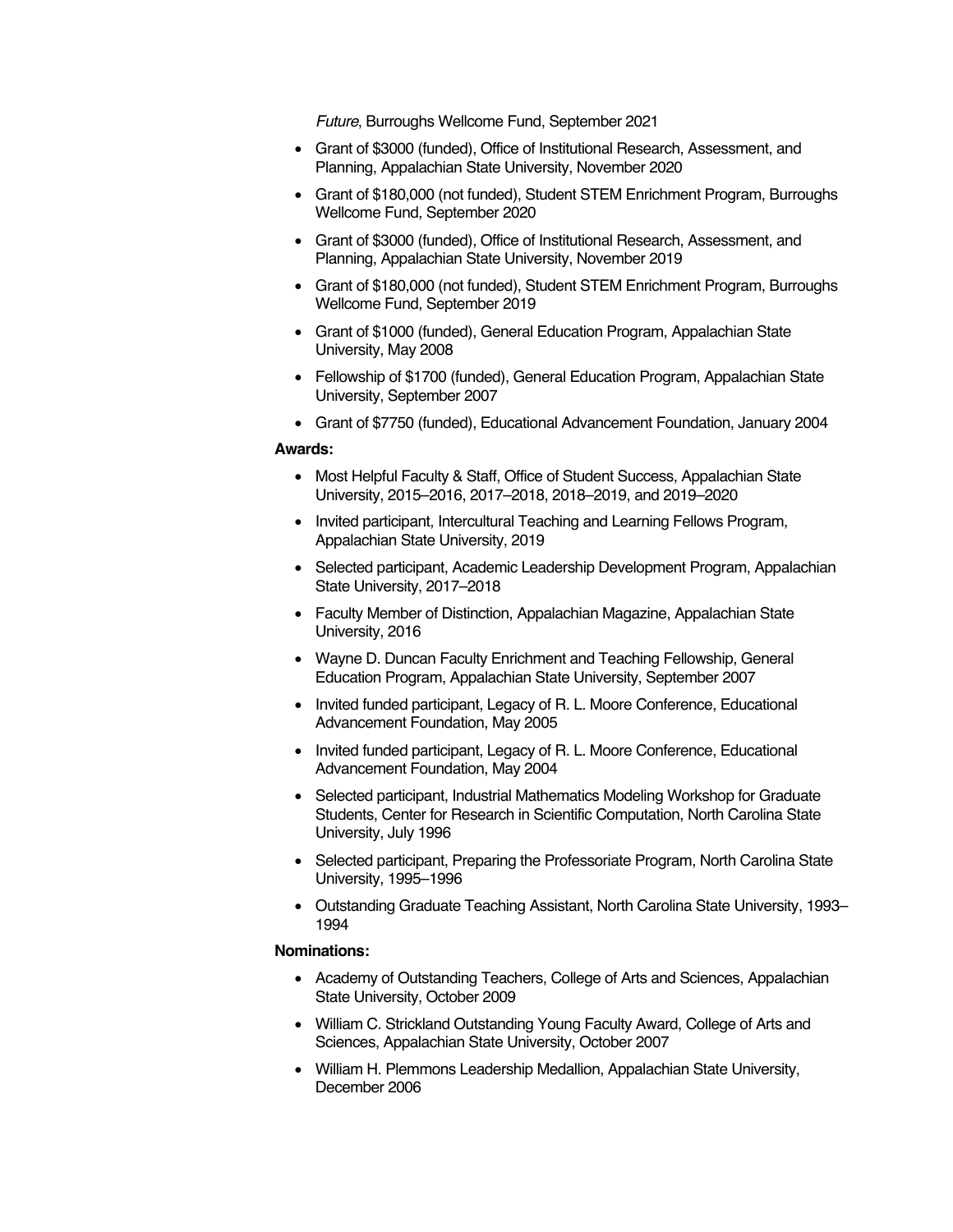*Future*, Burroughs Wellcome Fund, September 2021

- Grant of $3000 (funded), Office of Institutional Research, Assessment, and Planning, Appalachian State University, November 2020
- Grant of $180,000 (not funded), Student STEM Enrichment Program, Burroughs Wellcome Fund, September 2020
- Grant of $3000 (funded), Office of Institutional Research, Assessment, and Planning, Appalachian State University, November 2019
- Grant of $180,000 (not funded), Student STEM Enrichment Program, Burroughs Wellcome Fund, September 2019
- Grant of $1000 (funded), General Education Program, Appalachian State University, May 2008
- Fellowship of $1700 (funded), General Education Program, Appalachian State University, September 2007
- Grant of $7750 (funded), Educational Advancement Foundation, January 2004

**Awards:**

- Most Helpful Faculty & Staff, Office of Student Success, Appalachian State University, 2015–2016, 2017–2018, 2018–2019, and 2019–2020
- Invited participant, Intercultural Teaching and Learning Fellows Program, Appalachian State University, 2019
- Selected participant, Academic Leadership Development Program, Appalachian State University, 2017–2018
- Faculty Member of Distinction, Appalachian Magazine, Appalachian State University, 2016
- Wayne D. Duncan Faculty Enrichment and Teaching Fellowship, General Education Program, Appalachian State University, September 2007
- Invited funded participant, Legacy of R. L. Moore Conference, Educational Advancement Foundation, May 2005
- Invited funded participant, Legacy of R. L. Moore Conference, Educational Advancement Foundation, May 2004
- Selected participant, Industrial Mathematics Modeling Workshop for Graduate Students, Center for Research in Scientific Computation, North Carolina State University, July 1996
- Selected participant, Preparing the Professoriate Program, North Carolina State University, 1995–1996
- Outstanding Graduate Teaching Assistant, North Carolina State University, 1993–1994

**Nominations:**

- Academy of Outstanding Teachers, College of Arts and Sciences, Appalachian State University, October 2009
- William C. Strickland Outstanding Young Faculty Award, College of Arts and Sciences, Appalachian State University, October 2007
- William H. Plemmons Leadership Medallion, Appalachian State University, December 2006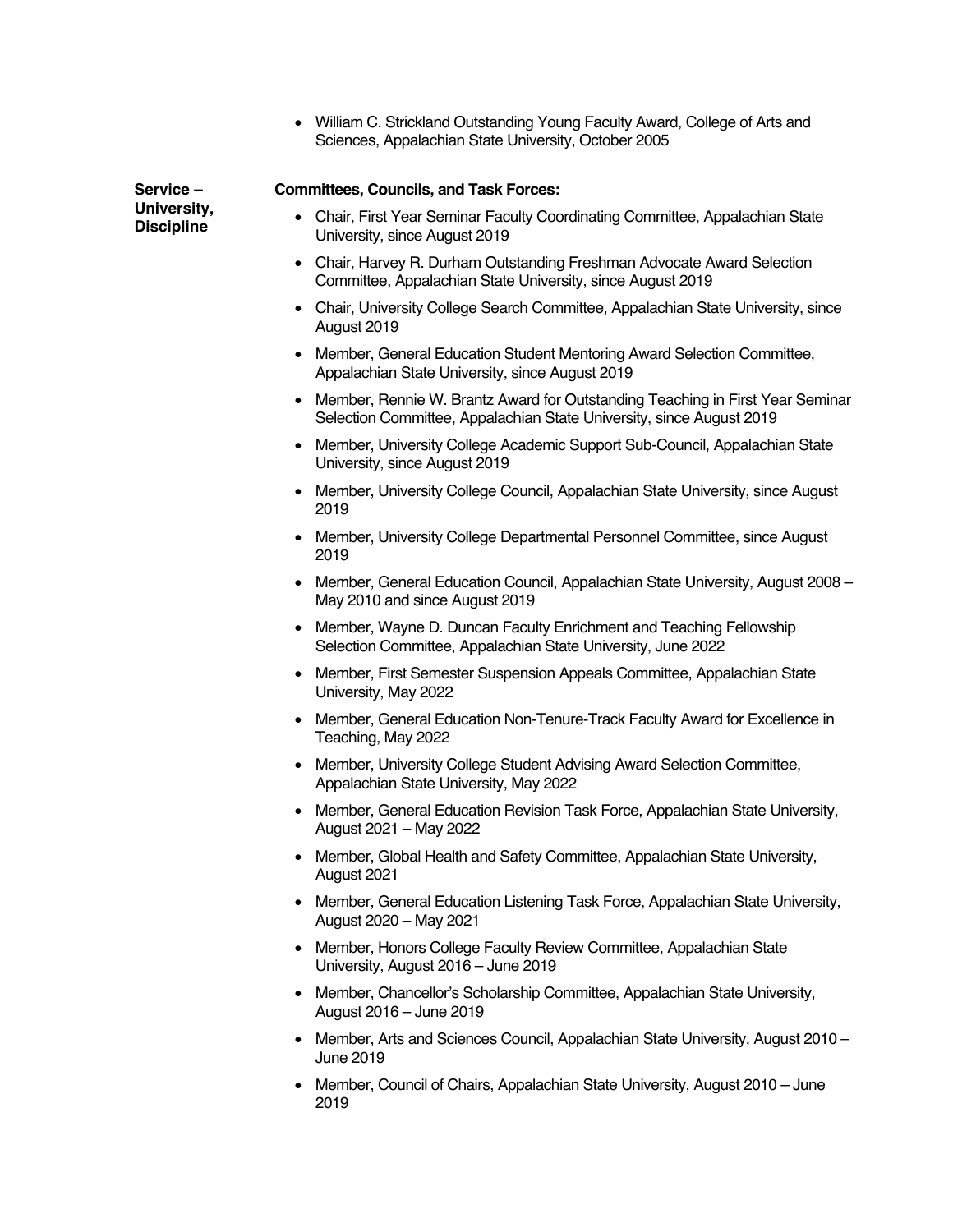- William C. Strickland Outstanding Young Faculty Award, College of Arts and Sciences, Appalachian State University, October 2005

**Service – University, Discipline**

**Committees, Councils, and Task Forces:**

- Chair, First Year Seminar Faculty Coordinating Committee, Appalachian State University, since August 2019
- Chair, Harvey R. Durham Outstanding Freshman Advocate Award Selection Committee, Appalachian State University, since August 2019
- Chair, University College Search Committee, Appalachian State University, since August 2019
- Member, General Education Student Mentoring Award Selection Committee, Appalachian State University, since August 2019
- Member, Rennie W. Brantz Award for Outstanding Teaching in First Year Seminar Selection Committee, Appalachian State University, since August 2019
- Member, University College Academic Support Sub-Council, Appalachian State University, since August 2019
- Member, University College Council, Appalachian State University, since August 2019
- Member, University College Departmental Personnel Committee, since August 2019
- Member, General Education Council, Appalachian State University, August 2008 – May 2010 and since August 2019
- Member, Wayne D. Duncan Faculty Enrichment and Teaching Fellowship Selection Committee, Appalachian State University, June 2022
- Member, First Semester Suspension Appeals Committee, Appalachian State University, May 2022
- Member, General Education Non-Tenure-Track Faculty Award for Excellence in Teaching, May 2022
- Member, University College Student Advising Award Selection Committee, Appalachian State University, May 2022
- Member, General Education Revision Task Force, Appalachian State University, August 2021 – May 2022
- Member, Global Health and Safety Committee, Appalachian State University, August 2021
- Member, General Education Listening Task Force, Appalachian State University, August 2020 – May 2021
- Member, Honors College Faculty Review Committee, Appalachian State University, August 2016 – June 2019
- Member, Chancellor's Scholarship Committee, Appalachian State University, August 2016 – June 2019
- Member, Arts and Sciences Council, Appalachian State University, August 2010 – June 2019
- Member, Council of Chairs, Appalachian State University, August 2010 – June 2019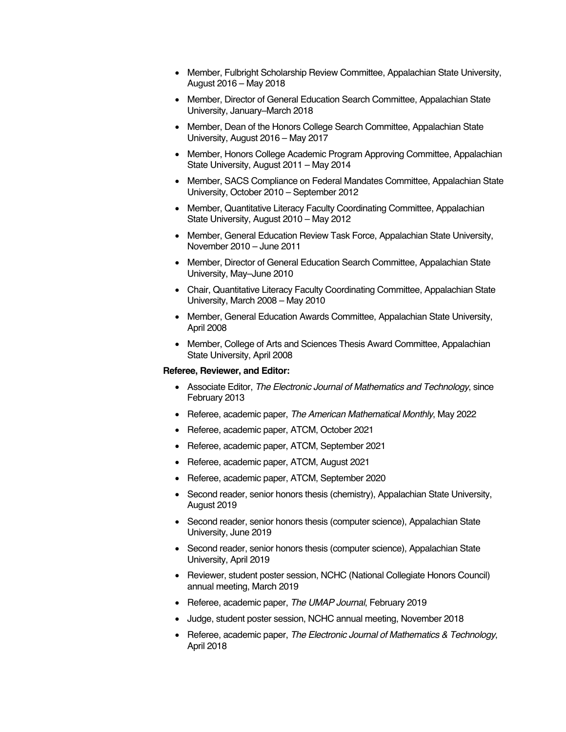- Member, Fulbright Scholarship Review Committee, Appalachian State University, August 2016 – May 2018
- Member, Director of General Education Search Committee, Appalachian State University, January–March 2018
- Member, Dean of the Honors College Search Committee, Appalachian State University, August 2016 – May 2017
- Member, Honors College Academic Program Approving Committee, Appalachian State University, August 2011 – May 2014
- Member, SACS Compliance on Federal Mandates Committee, Appalachian State University, October 2010 – September 2012
- Member, Quantitative Literacy Faculty Coordinating Committee, Appalachian State University, August 2010 – May 2012
- Member, General Education Review Task Force, Appalachian State University, November 2010 – June 2011
- Member, Director of General Education Search Committee, Appalachian State University, May–June 2010
- Chair, Quantitative Literacy Faculty Coordinating Committee, Appalachian State University, March 2008 – May 2010
- Member, General Education Awards Committee, Appalachian State University, April 2008
- Member, College of Arts and Sciences Thesis Award Committee, Appalachian State University, April 2008

**Referee, Reviewer, and Editor:**

- Associate Editor, *The Electronic Journal of Mathematics and Technology*, since February 2013
- Referee, academic paper, *The American Mathematical Monthly*, May 2022
- Referee, academic paper, ATCM, October 2021
- Referee, academic paper, ATCM, September 2021
- Referee, academic paper, ATCM, August 2021
- Referee, academic paper, ATCM, September 2020
- Second reader, senior honors thesis (chemistry), Appalachian State University, August 2019
- Second reader, senior honors thesis (computer science), Appalachian State University, June 2019
- Second reader, senior honors thesis (computer science), Appalachian State University, April 2019
- Reviewer, student poster session, NCHC (National Collegiate Honors Council) annual meeting, March 2019
- Referee, academic paper, *The UMAP Journal*, February 2019
- Judge, student poster session, NCHC annual meeting, November 2018
- Referee, academic paper, *The Electronic Journal of Mathematics & Technology*, April 2018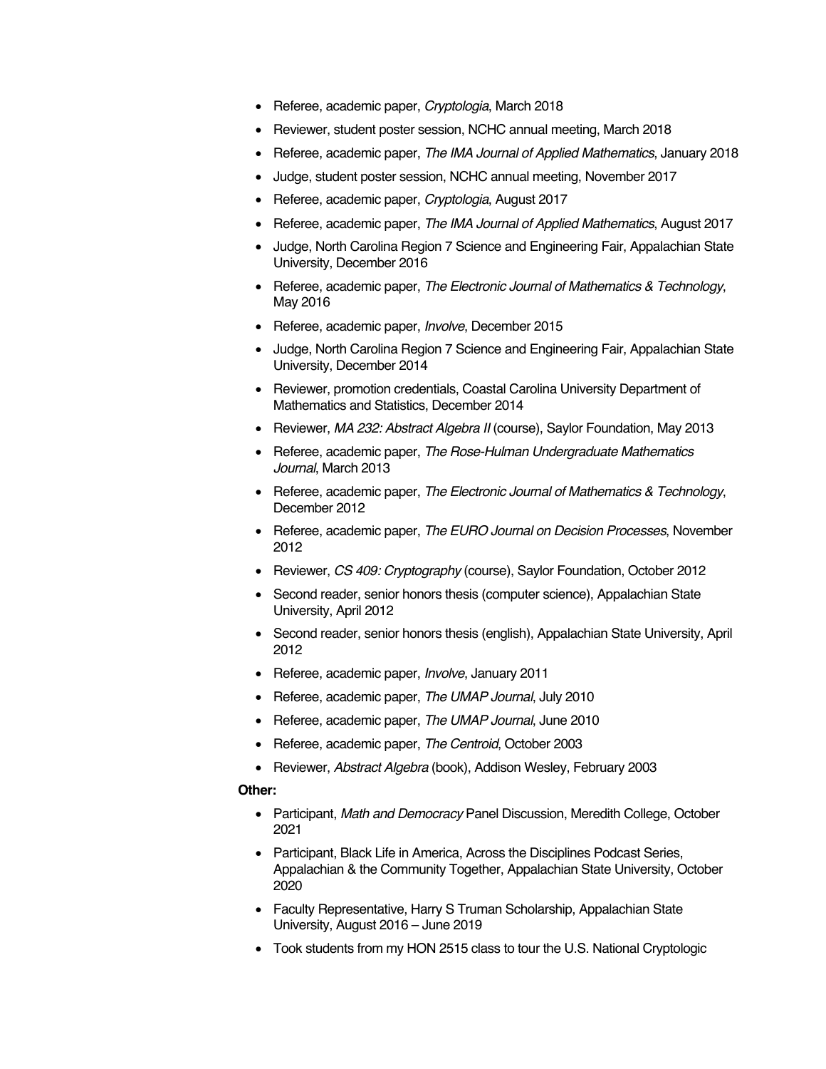- Referee, academic paper, *Cryptologia*, March 2018
- Reviewer, student poster session, NCHC annual meeting, March 2018
- Referee, academic paper, *The IMA Journal of Applied Mathematics*, January 2018
- Judge, student poster session, NCHC annual meeting, November 2017
- Referee, academic paper, *Cryptologia*, August 2017
- Referee, academic paper, *The IMA Journal of Applied Mathematics*, August 2017
- Judge, North Carolina Region 7 Science and Engineering Fair, Appalachian State University, December 2016
- Referee, academic paper, *The Electronic Journal of Mathematics & Technology*, May 2016
- Referee, academic paper, *Involve*, December 2015
- Judge, North Carolina Region 7 Science and Engineering Fair, Appalachian State University, December 2014
- Reviewer, promotion credentials, Coastal Carolina University Department of Mathematics and Statistics, December 2014
- Reviewer, *MA 232: Abstract Algebra II* (course), Saylor Foundation, May 2013
- Referee, academic paper, *The Rose-Hulman Undergraduate Mathematics Journal*, March 2013
- Referee, academic paper, *The Electronic Journal of Mathematics & Technology*, December 2012
- Referee, academic paper, *The EURO Journal on Decision Processes*, November 2012
- Reviewer, *CS 409: Cryptography* (course), Saylor Foundation, October 2012
- Second reader, senior honors thesis (computer science), Appalachian State University, April 2012
- Second reader, senior honors thesis (english), Appalachian State University, April 2012
- Referee, academic paper, *Involve*, January 2011
- Referee, academic paper, *The UMAP Journal*, July 2010
- Referee, academic paper, *The UMAP Journal*, June 2010
- Referee, academic paper, *The Centroid*, October 2003
- Reviewer, *Abstract Algebra* (book), Addison Wesley, February 2003

**Other:**

- Participant, *Math and Democracy* Panel Discussion, Meredith College, October 2021
- Participant, Black Life in America, Across the Disciplines Podcast Series, Appalachian & the Community Together, Appalachian State University, October 2020
- Faculty Representative, Harry S Truman Scholarship, Appalachian State University, August 2016 – June 2019
- Took students from my HON 2515 class to tour the U.S. National Cryptologic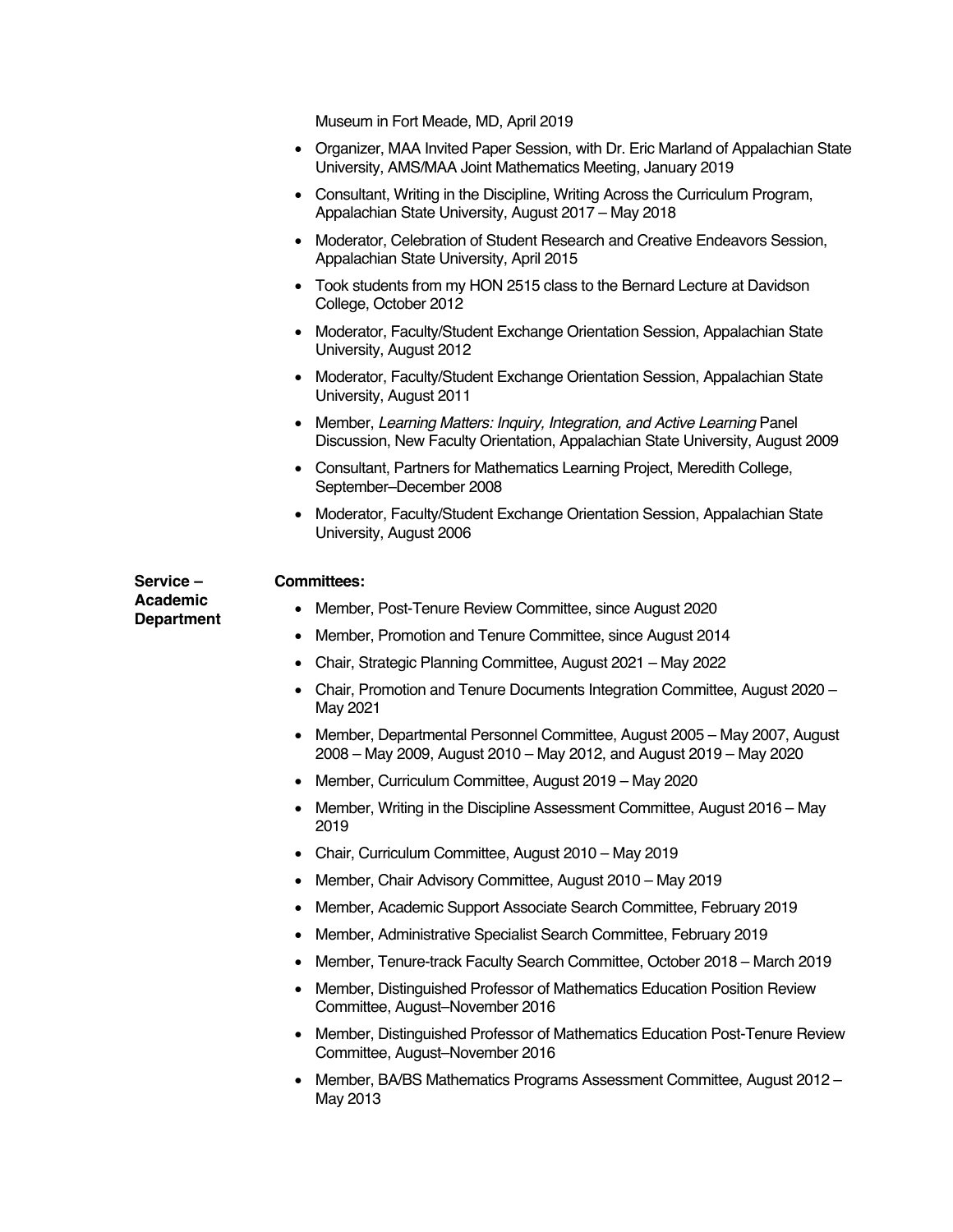Museum in Fort Meade, MD, April 2019

- Organizer, MAA Invited Paper Session, with Dr. Eric Marland of Appalachian State University, AMS/MAA Joint Mathematics Meeting, January 2019
- Consultant, Writing in the Discipline, Writing Across the Curriculum Program, Appalachian State University, August 2017 – May 2018
- Moderator, Celebration of Student Research and Creative Endeavors Session, Appalachian State University, April 2015
- Took students from my HON 2515 class to the Bernard Lecture at Davidson College, October 2012
- Moderator, Faculty/Student Exchange Orientation Session, Appalachian State University, August 2012
- Moderator, Faculty/Student Exchange Orientation Session, Appalachian State University, August 2011
- Member, *Learning Matters: Inquiry, Integration, and Active Learning* Panel Discussion, New Faculty Orientation, Appalachian State University, August 2009
- Consultant, Partners for Mathematics Learning Project, Meredith College, September–December 2008
- Moderator, Faculty/Student Exchange Orientation Session, Appalachian State University, August 2006

## Service – Academic Department

**Committees:**

- Member, Post-Tenure Review Committee, since August 2020
- Member, Promotion and Tenure Committee, since August 2014
- Chair, Strategic Planning Committee, August 2021 – May 2022
- Chair, Promotion and Tenure Documents Integration Committee, August 2020 – May 2021
- Member, Departmental Personnel Committee, August 2005 – May 2007, August 2008 – May 2009, August 2010 – May 2012, and August 2019 – May 2020
- Member, Curriculum Committee, August 2019 – May 2020
- Member, Writing in the Discipline Assessment Committee, August 2016 – May 2019
- Chair, Curriculum Committee, August 2010 – May 2019
- Member, Chair Advisory Committee, August 2010 – May 2019
- Member, Academic Support Associate Search Committee, February 2019
- Member, Administrative Specialist Search Committee, February 2019
- Member, Tenure-track Faculty Search Committee, October 2018 – March 2019
- Member, Distinguished Professor of Mathematics Education Position Review Committee, August–November 2016
- Member, Distinguished Professor of Mathematics Education Post-Tenure Review Committee, August–November 2016
- Member, BA/BS Mathematics Programs Assessment Committee, August 2012 – May 2013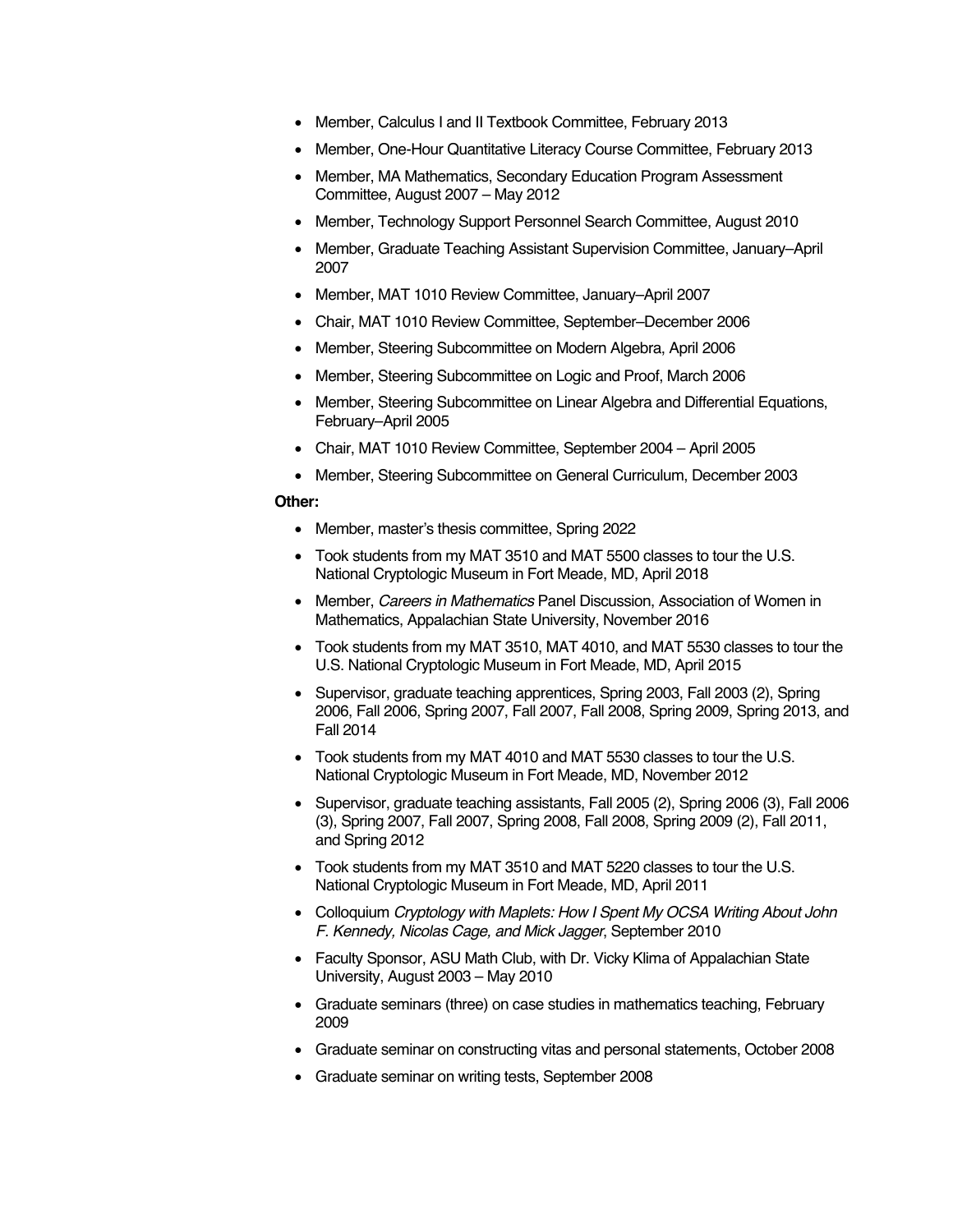- Member, Calculus I and II Textbook Committee, February 2013
- Member, One-Hour Quantitative Literacy Course Committee, February 2013
- Member, MA Mathematics, Secondary Education Program Assessment Committee, August 2007 – May 2012
- Member, Technology Support Personnel Search Committee, August 2010
- Member, Graduate Teaching Assistant Supervision Committee, January–April 2007
- Member, MAT 1010 Review Committee, January–April 2007
- Chair, MAT 1010 Review Committee, September–December 2006
- Member, Steering Subcommittee on Modern Algebra, April 2006
- Member, Steering Subcommittee on Logic and Proof, March 2006
- Member, Steering Subcommittee on Linear Algebra and Differential Equations, February–April 2005
- Chair, MAT 1010 Review Committee, September 2004 – April 2005
- Member, Steering Subcommittee on General Curriculum, December 2003

**Other:**

- Member, master's thesis committee, Spring 2022
- Took students from my MAT 3510 and MAT 5500 classes to tour the U.S. National Cryptologic Museum in Fort Meade, MD, April 2018
- Member, *Careers in Mathematics* Panel Discussion, Association of Women in Mathematics, Appalachian State University, November 2016
- Took students from my MAT 3510, MAT 4010, and MAT 5530 classes to tour the U.S. National Cryptologic Museum in Fort Meade, MD, April 2015
- Supervisor, graduate teaching apprentices, Spring 2003, Fall 2003 (2), Spring 2006, Fall 2006, Spring 2007, Fall 2007, Fall 2008, Spring 2009, Spring 2013, and Fall 2014
- Took students from my MAT 4010 and MAT 5530 classes to tour the U.S. National Cryptologic Museum in Fort Meade, MD, November 2012
- Supervisor, graduate teaching assistants, Fall 2005 (2), Spring 2006 (3), Fall 2006 (3), Spring 2007, Fall 2007, Spring 2008, Fall 2008, Spring 2009 (2), Fall 2011, and Spring 2012
- Took students from my MAT 3510 and MAT 5220 classes to tour the U.S. National Cryptologic Museum in Fort Meade, MD, April 2011
- Colloquium *Cryptology with Maplets: How I Spent My OCSA Writing About John F. Kennedy, Nicolas Cage, and Mick Jagger*, September 2010
- Faculty Sponsor, ASU Math Club, with Dr. Vicky Klima of Appalachian State University, August 2003 – May 2010
- Graduate seminars (three) on case studies in mathematics teaching, February 2009
- Graduate seminar on constructing vitas and personal statements, October 2008
- Graduate seminar on writing tests, September 2008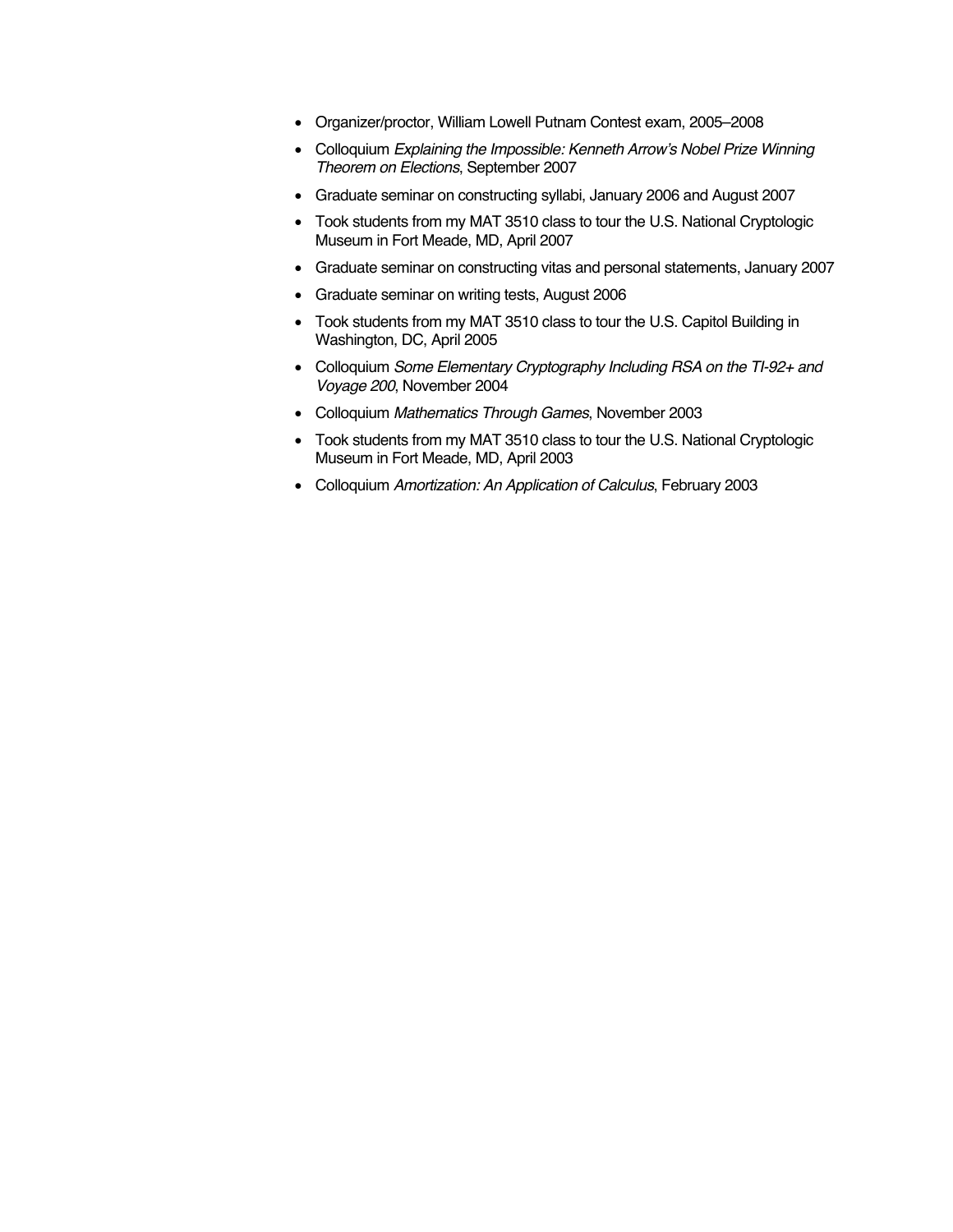- Organizer/proctor, William Lowell Putnam Contest exam, 2005–2008
- Colloquium *Explaining the Impossible: Kenneth Arrow's Nobel Prize Winning Theorem on Elections*, September 2007
- Graduate seminar on constructing syllabi, January 2006 and August 2007
- Took students from my MAT 3510 class to tour the U.S. National Cryptologic Museum in Fort Meade, MD, April 2007
- Graduate seminar on constructing vitas and personal statements, January 2007
- Graduate seminar on writing tests, August 2006
- Took students from my MAT 3510 class to tour the U.S. Capitol Building in Washington, DC, April 2005
- Colloquium *Some Elementary Cryptography Including RSA on the TI-92+ and Voyage 200*, November 2004
- Colloquium *Mathematics Through Games*, November 2003
- Took students from my MAT 3510 class to tour the U.S. National Cryptologic Museum in Fort Meade, MD, April 2003
- Colloquium *Amortization: An Application of Calculus*, February 2003